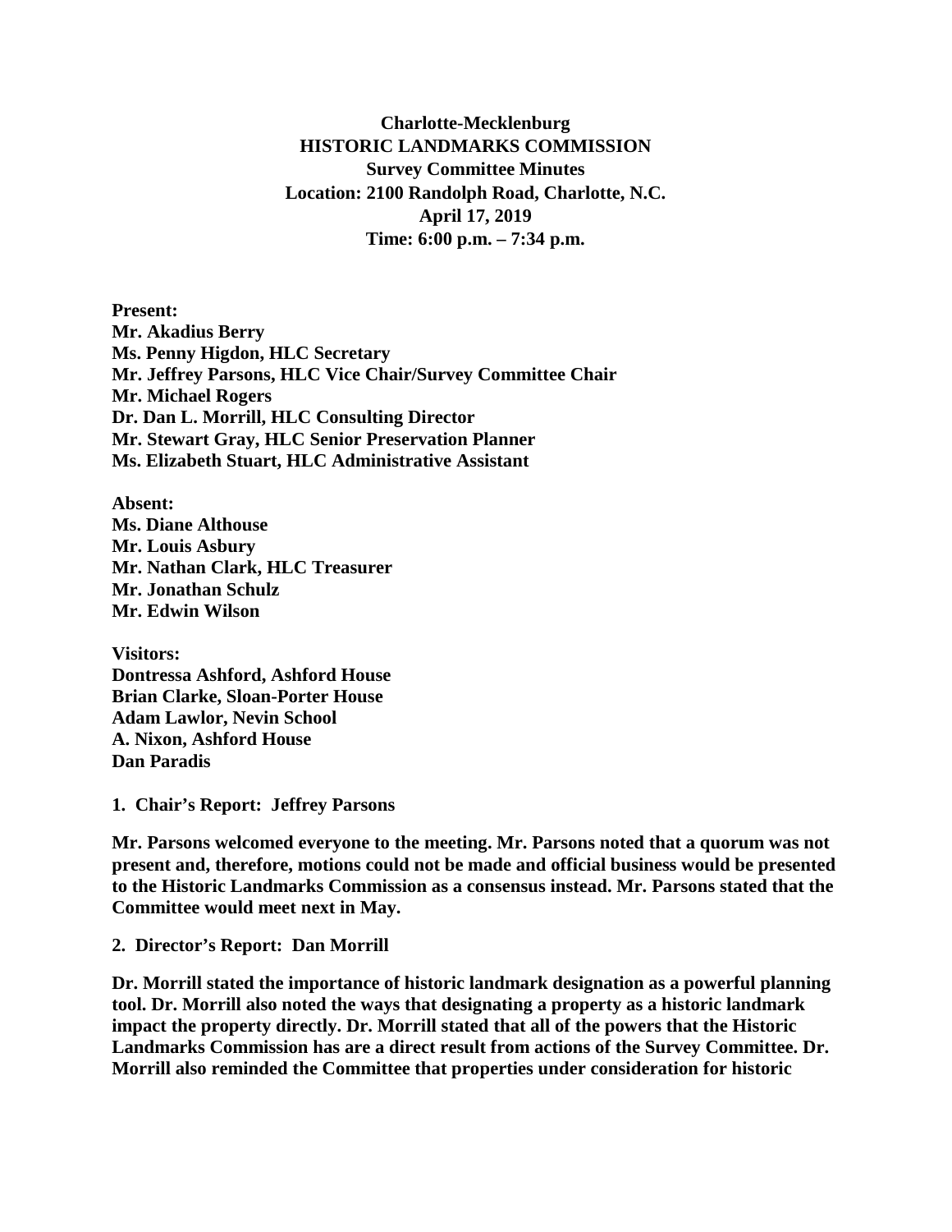**Charlotte-Mecklenburg**
**HISTORIC LANDMARKS COMMISSION**
**Survey Committee Minutes**
**Location: 2100 Randolph Road, Charlotte, N.C.**
**April 17, 2019**
**Time: 6:00 p.m. – 7:34 p.m.**

**Present:**
**Mr. Akadius Berry**
**Ms. Penny Higdon, HLC Secretary**
**Mr. Jeffrey Parsons, HLC Vice Chair/Survey Committee Chair**
**Mr. Michael Rogers**
**Dr. Dan L. Morrill, HLC Consulting Director**
**Mr. Stewart Gray, HLC Senior Preservation Planner**
**Ms. Elizabeth Stuart, HLC Administrative Assistant**

**Absent:**
**Ms. Diane Althouse**
**Mr. Louis Asbury**
**Mr. Nathan Clark, HLC Treasurer**
**Mr. Jonathan Schulz**
**Mr. Edwin Wilson**

**Visitors:**
**Dontressa Ashford, Ashford House**
**Brian Clarke, Sloan-Porter House**
**Adam Lawlor, Nevin School**
**A. Nixon, Ashford House**
**Dan Paradis**

**1. Chair's Report: Jeffrey Parsons**

**Mr. Parsons welcomed everyone to the meeting. Mr. Parsons noted that a quorum was not present and, therefore, motions could not be made and official business would be presented to the Historic Landmarks Commission as a consensus instead. Mr. Parsons stated that the Committee would meet next in May.**

**2. Director's Report: Dan Morrill**

**Dr. Morrill stated the importance of historic landmark designation as a powerful planning tool. Dr. Morrill also noted the ways that designating a property as a historic landmark impact the property directly. Dr. Morrill stated that all of the powers that the Historic Landmarks Commission has are a direct result from actions of the Survey Committee. Dr. Morrill also reminded the Committee that properties under consideration for historic**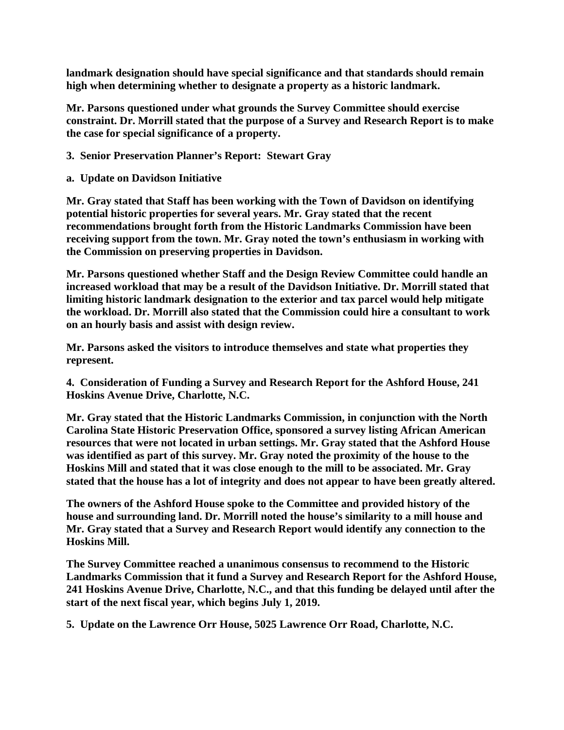**landmark designation should have special significance and that standards should remain high when determining whether to designate a property as a historic landmark.**

**Mr. Parsons questioned under what grounds the Survey Committee should exercise constraint. Dr. Morrill stated that the purpose of a Survey and Research Report is to make the case for special significance of a property.**

**3. Senior Preservation Planner's Report: Stewart Gray**

**a. Update on Davidson Initiative**

**Mr. Gray stated that Staff has been working with the Town of Davidson on identifying potential historic properties for several years. Mr. Gray stated that the recent recommendations brought forth from the Historic Landmarks Commission have been receiving support from the town. Mr. Gray noted the town's enthusiasm in working with the Commission on preserving properties in Davidson.**

**Mr. Parsons questioned whether Staff and the Design Review Committee could handle an increased workload that may be a result of the Davidson Initiative. Dr. Morrill stated that limiting historic landmark designation to the exterior and tax parcel would help mitigate the workload. Dr. Morrill also stated that the Commission could hire a consultant to work on an hourly basis and assist with design review.**

**Mr. Parsons asked the visitors to introduce themselves and state what properties they represent.**

**4. Consideration of Funding a Survey and Research Report for the Ashford House, 241 Hoskins Avenue Drive, Charlotte, N.C.**

**Mr. Gray stated that the Historic Landmarks Commission, in conjunction with the North Carolina State Historic Preservation Office, sponsored a survey listing African American resources that were not located in urban settings. Mr. Gray stated that the Ashford House was identified as part of this survey. Mr. Gray noted the proximity of the house to the Hoskins Mill and stated that it was close enough to the mill to be associated. Mr. Gray stated that the house has a lot of integrity and does not appear to have been greatly altered.**

**The owners of the Ashford House spoke to the Committee and provided history of the house and surrounding land. Dr. Morrill noted the house's similarity to a mill house and Mr. Gray stated that a Survey and Research Report would identify any connection to the Hoskins Mill.**

**The Survey Committee reached a unanimous consensus to recommend to the Historic Landmarks Commission that it fund a Survey and Research Report for the Ashford House, 241 Hoskins Avenue Drive, Charlotte, N.C., and that this funding be delayed until after the start of the next fiscal year, which begins July 1, 2019.**

**5. Update on the Lawrence Orr House, 5025 Lawrence Orr Road, Charlotte, N.C.**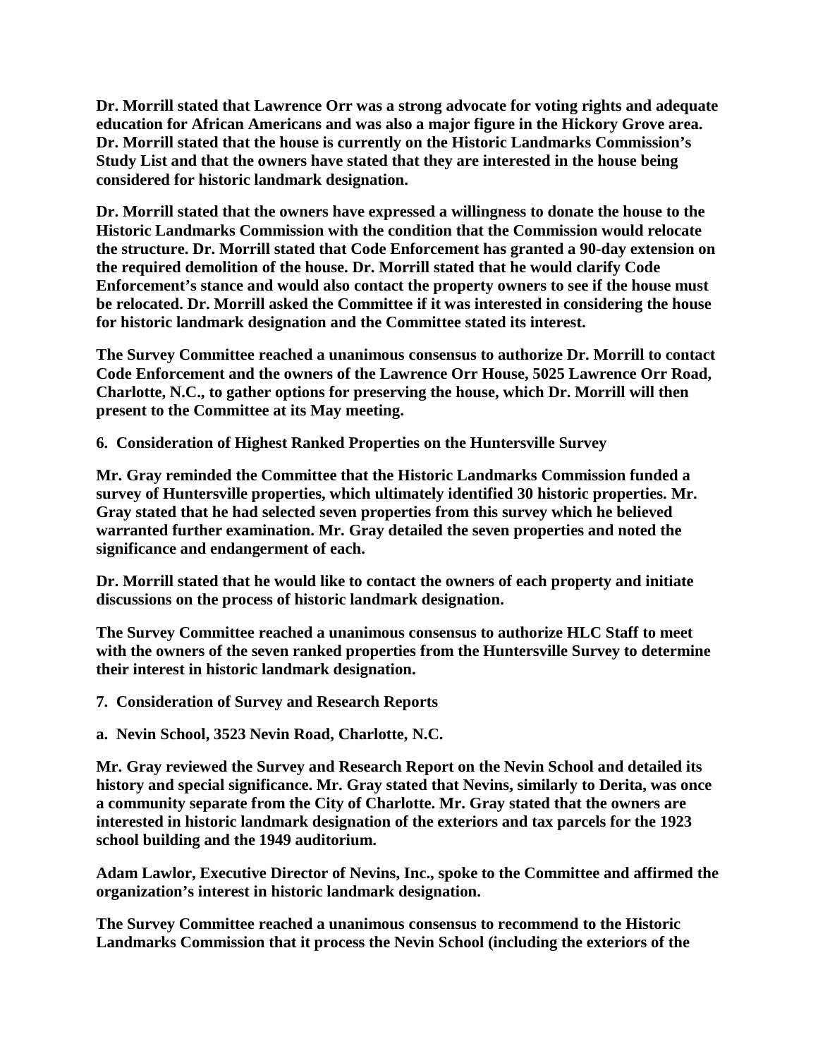**Dr. Morrill stated that Lawrence Orr was a strong advocate for voting rights and adequate education for African Americans and was also a major figure in the Hickory Grove area. Dr. Morrill stated that the house is currently on the Historic Landmarks Commission's Study List and that the owners have stated that they are interested in the house being considered for historic landmark designation.**

**Dr. Morrill stated that the owners have expressed a willingness to donate the house to the Historic Landmarks Commission with the condition that the Commission would relocate the structure. Dr. Morrill stated that Code Enforcement has granted a 90-day extension on the required demolition of the house. Dr. Morrill stated that he would clarify Code Enforcement's stance and would also contact the property owners to see if the house must be relocated. Dr. Morrill asked the Committee if it was interested in considering the house for historic landmark designation and the Committee stated its interest.**

**The Survey Committee reached a unanimous consensus to authorize Dr. Morrill to contact Code Enforcement and the owners of the Lawrence Orr House, 5025 Lawrence Orr Road, Charlotte, N.C., to gather options for preserving the house, which Dr. Morrill will then present to the Committee at its May meeting.**

**6. Consideration of Highest Ranked Properties on the Huntersville Survey**

**Mr. Gray reminded the Committee that the Historic Landmarks Commission funded a survey of Huntersville properties, which ultimately identified 30 historic properties. Mr. Gray stated that he had selected seven properties from this survey which he believed warranted further examination. Mr. Gray detailed the seven properties and noted the significance and endangerment of each.**

**Dr. Morrill stated that he would like to contact the owners of each property and initiate discussions on the process of historic landmark designation.**

**The Survey Committee reached a unanimous consensus to authorize HLC Staff to meet with the owners of the seven ranked properties from the Huntersville Survey to determine their interest in historic landmark designation.**

**7. Consideration of Survey and Research Reports**

**a. Nevin School, 3523 Nevin Road, Charlotte, N.C.**

**Mr. Gray reviewed the Survey and Research Report on the Nevin School and detailed its history and special significance. Mr. Gray stated that Nevins, similarly to Derita, was once a community separate from the City of Charlotte. Mr. Gray stated that the owners are interested in historic landmark designation of the exteriors and tax parcels for the 1923 school building and the 1949 auditorium.**

**Adam Lawlor, Executive Director of Nevins, Inc., spoke to the Committee and affirmed the organization's interest in historic landmark designation.**

**The Survey Committee reached a unanimous consensus to recommend to the Historic Landmarks Commission that it process the Nevin School (including the exteriors of the**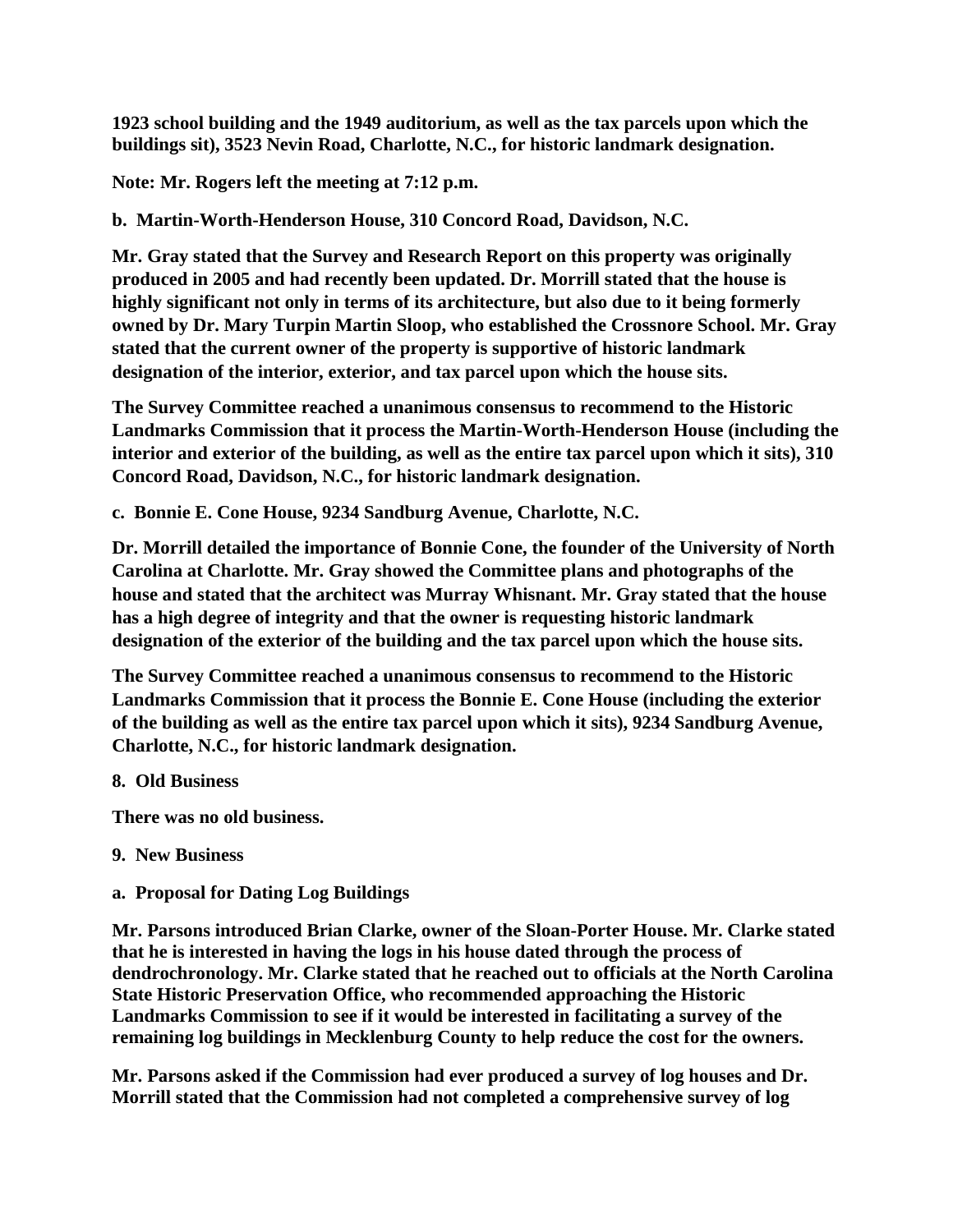**1923 school building and the 1949 auditorium, as well as the tax parcels upon which the buildings sit), 3523 Nevin Road, Charlotte, N.C., for historic landmark designation.**

**Note: Mr. Rogers left the meeting at 7:12 p.m.**

**b. Martin-Worth-Henderson House, 310 Concord Road, Davidson, N.C.**

**Mr. Gray stated that the Survey and Research Report on this property was originally produced in 2005 and had recently been updated. Dr. Morrill stated that the house is highly significant not only in terms of its architecture, but also due to it being formerly owned by Dr. Mary Turpin Martin Sloop, who established the Crossnore School. Mr. Gray stated that the current owner of the property is supportive of historic landmark designation of the interior, exterior, and tax parcel upon which the house sits.**

**The Survey Committee reached a unanimous consensus to recommend to the Historic Landmarks Commission that it process the Martin-Worth-Henderson House (including the interior and exterior of the building, as well as the entire tax parcel upon which it sits), 310 Concord Road, Davidson, N.C., for historic landmark designation.**

**c. Bonnie E. Cone House, 9234 Sandburg Avenue, Charlotte, N.C.**

**Dr. Morrill detailed the importance of Bonnie Cone, the founder of the University of North Carolina at Charlotte. Mr. Gray showed the Committee plans and photographs of the house and stated that the architect was Murray Whisnant. Mr. Gray stated that the house has a high degree of integrity and that the owner is requesting historic landmark designation of the exterior of the building and the tax parcel upon which the house sits.**

**The Survey Committee reached a unanimous consensus to recommend to the Historic Landmarks Commission that it process the Bonnie E. Cone House (including the exterior of the building as well as the entire tax parcel upon which it sits), 9234 Sandburg Avenue, Charlotte, N.C., for historic landmark designation.**

**8. Old Business**

**There was no old business.**

**9. New Business**

**a. Proposal for Dating Log Buildings**

**Mr. Parsons introduced Brian Clarke, owner of the Sloan-Porter House. Mr. Clarke stated that he is interested in having the logs in his house dated through the process of dendrochronology. Mr. Clarke stated that he reached out to officials at the North Carolina State Historic Preservation Office, who recommended approaching the Historic Landmarks Commission to see if it would be interested in facilitating a survey of the remaining log buildings in Mecklenburg County to help reduce the cost for the owners.**

**Mr. Parsons asked if the Commission had ever produced a survey of log houses and Dr. Morrill stated that the Commission had not completed a comprehensive survey of log**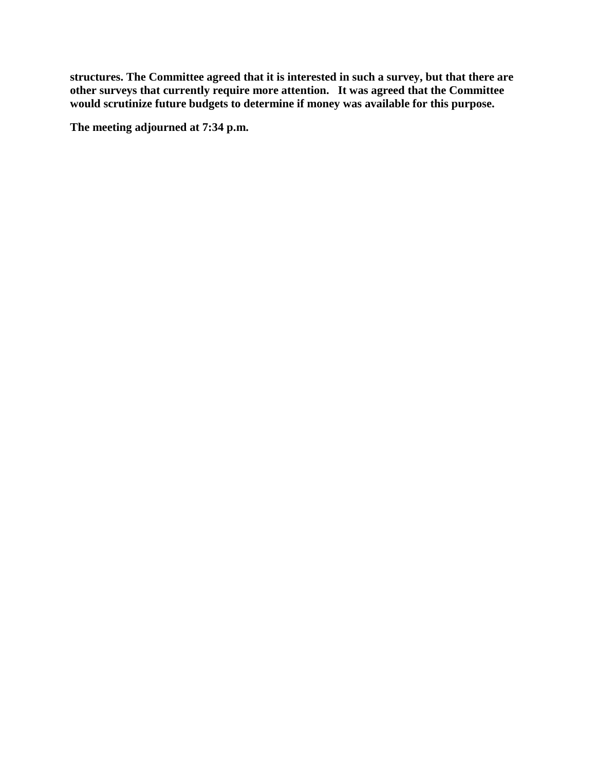**structures. The Committee agreed that it is interested in such a survey, but that there are other surveys that currently require more attention. It was agreed that the Committee would scrutinize future budgets to determine if money was available for this purpose.**

**The meeting adjourned at 7:34 p.m.**